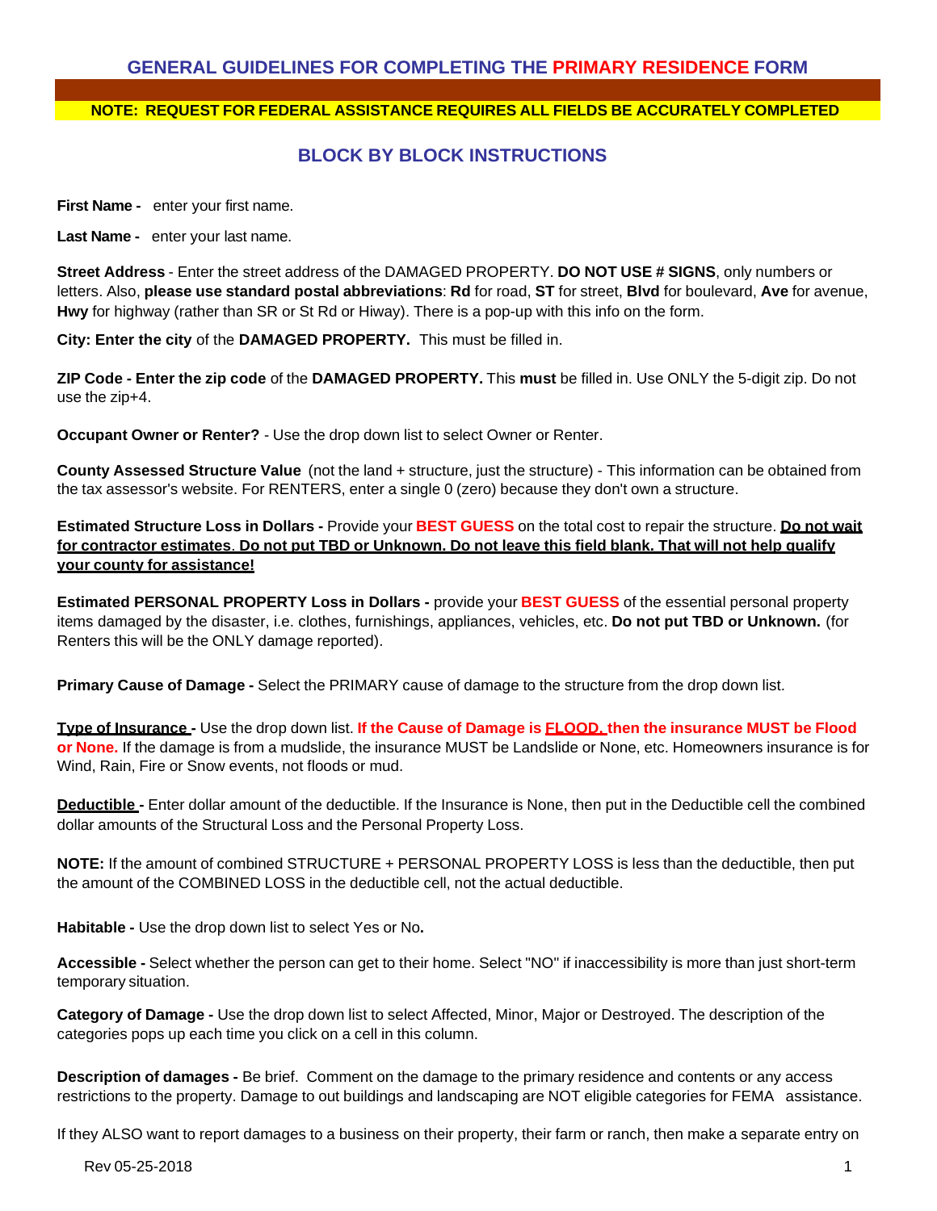## GENERAL GUIDELINES FOR COMPLETING THE PRIMARY RESIDENCE FORM

**NOTE: REQUEST FOR FEDERAL ASSISTANCE REQUIRES ALL FIELDS BE ACCURATELY COMPLETED**

## BLOCK BY BLOCK INSTRUCTIONS

**First Name -** enter your first name.

**Last Name -** enter your last name.

**Street Address** - Enter the street address of the DAMAGED PROPERTY. **DO NOT USE # SIGNS**, only numbers or letters. Also, **please use standard postal abbreviations**: **Rd** for road, **ST** for street, **Blvd** for boulevard, **Ave** for avenue, **Hwy** for highway (rather than SR or St Rd or Hiway). There is a pop-up with this info on the form.

**City: Enter the city** of the **DAMAGED PROPERTY.** This must be filled in.

**ZIP Code - Enter the zip code** of the **DAMAGED PROPERTY.** This **must** be filled in. Use ONLY the 5-digit zip. Do not use the zip+4.

**Occupant Owner or Renter?** - Use the drop down list to select Owner or Renter.

**County Assessed Structure Value** (not the land + structure, just the structure) - This information can be obtained from the tax assessor's website. For RENTERS, enter a single 0 (zero) because they don't own a structure.

**Estimated Structure Loss in Dollars -** Provide your **BEST GUESS** on the total cost to repair the structure. **Do not wait for contractor estimates**. **Do not put TBD or Unknown. Do not leave this field blank. That will not help qualify your county for assistance!**

**Estimated PERSONAL PROPERTY Loss in Dollars -** provide your **BEST GUESS** of the essential personal property items damaged by the disaster, i.e. clothes, furnishings, appliances, vehicles, etc. **Do not put TBD or Unknown.** (for Renters this will be the ONLY damage reported).

**Primary Cause of Damage -** Select the PRIMARY cause of damage to the structure from the drop down list.

**Type of Insurance -** Use the drop down list. **If the Cause of Damage is FLOOD, then the insurance MUST be Flood or None.** If the damage is from a mudslide, the insurance MUST be Landslide or None, etc. Homeowners insurance is for Wind, Rain, Fire or Snow events, not floods or mud.

**Deductible -** Enter dollar amount of the deductible. If the Insurance is None, then put in the Deductible cell the combined dollar amounts of the Structural Loss and the Personal Property Loss.

**NOTE:** If the amount of combined STRUCTURE + PERSONAL PROPERTY LOSS is less than the deductible, then put the amount of the COMBINED LOSS in the deductible cell, not the actual deductible.

**Habitable -** Use the drop down list to select Yes or No**.**

**Accessible -** Select whether the person can get to their home. Select "NO" if inaccessibility is more than just short-term temporary situation.

**Category of Damage -** Use the drop down list to select Affected, Minor, Major or Destroyed. The description of the categories pops up each time you click on a cell in this column.

**Description of damages -** Be brief. Comment on the damage to the primary residence and contents or any access restrictions to the property. Damage to out buildings and landscaping are NOT eligible categories for FEMA assistance.

If they ALSO want to report damages to a business on their property, their farm or ranch, then make a separate entry on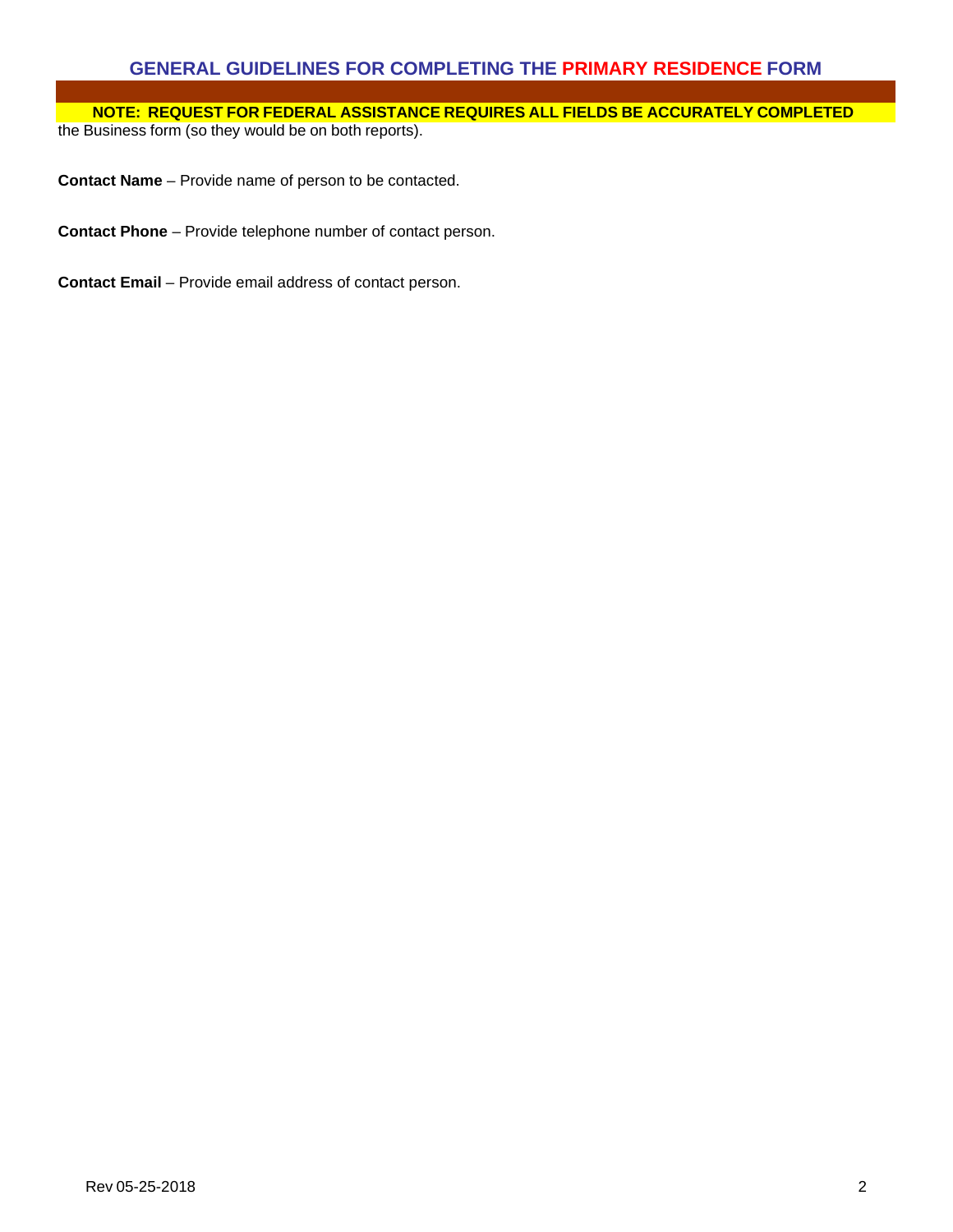## GENERAL GUIDELINES FOR COMPLETING THE PRIMARY RESIDENCE FORM

**NOTE: REQUEST FOR FEDERAL ASSISTANCE REQUIRES ALL FIELDS BE ACCURATELY COMPLETED**

the Business form (so they would be on both reports).

**Contact Name** – Provide name of person to be contacted.

**Contact Phone** – Provide telephone number of contact person.

**Contact Email** – Provide email address of contact person.

Rev 05-25-2018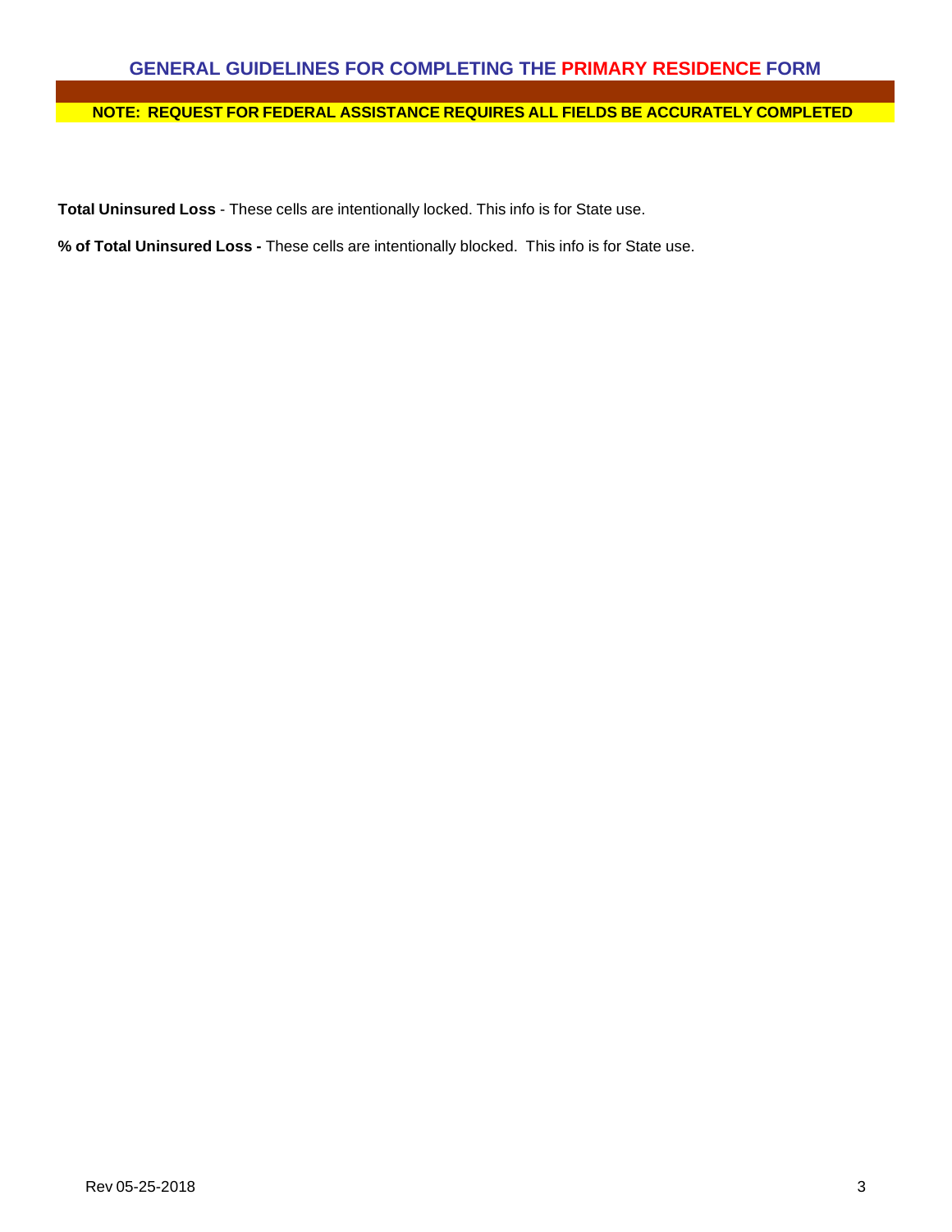## GENERAL GUIDELINES FOR COMPLETING THE PRIMARY RESIDENCE FORM

**NOTE: REQUEST FOR FEDERAL ASSISTANCE REQUIRES ALL FIELDS BE ACCURATELY COMPLETED**

**Total Uninsured Loss** - These cells are intentionally locked. This info is for State use.

**% of Total Uninsured Loss -** These cells are intentionally blocked. This info is for State use.

Rev 05-25-2018